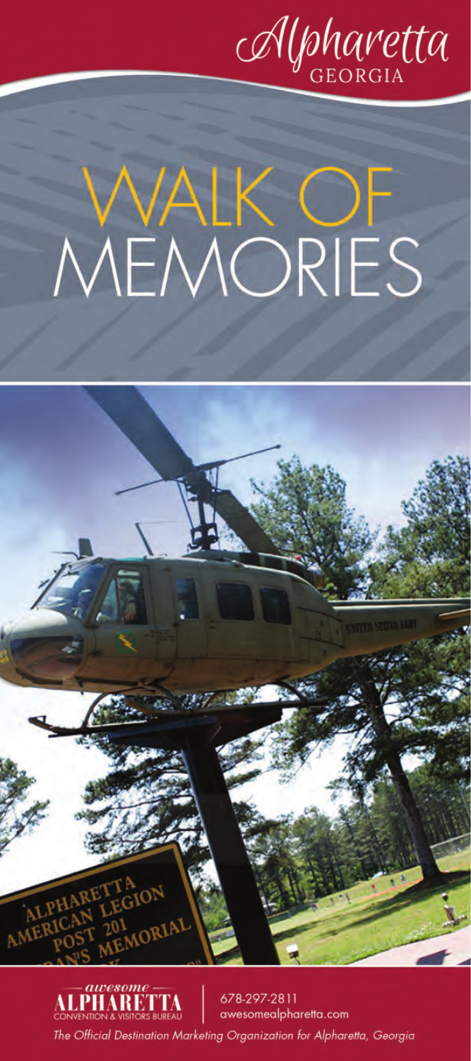# Alpharetta
GEORGIA

# WALK OF MEMORIES

awesome
ALPHARETTA
CONVENTION & VISITORS BUREAU

678-297-2811
awesomealpharetta.com

*The Official Destination Marketing Organization for Alpharetta, Georgia*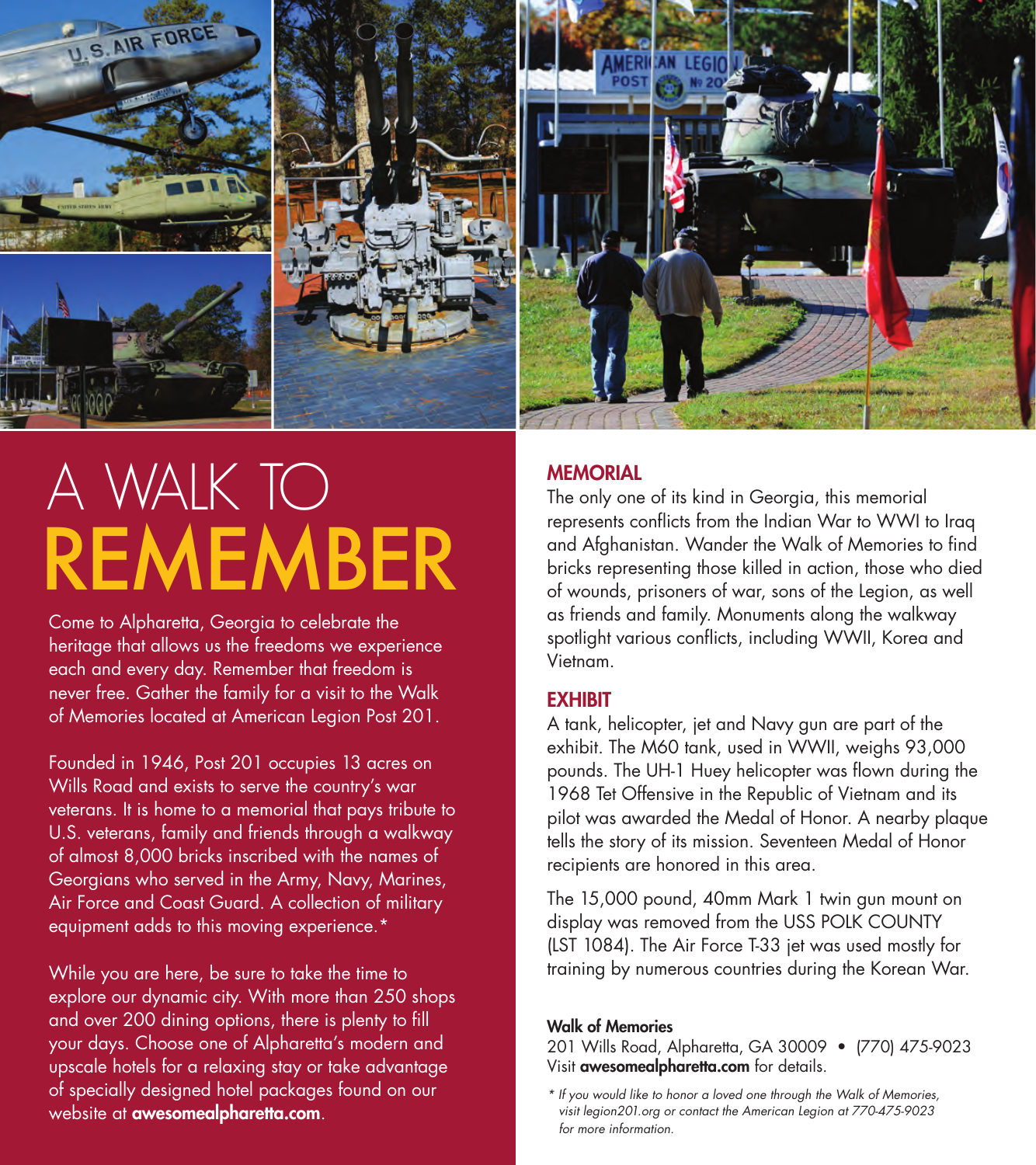# A WALK TO REMEMBER

Come to Alpharetta, Georgia to celebrate the heritage that allows us the freedoms we experience each and every day. Remember that freedom is never free. Gather the family for a visit to the Walk of Memories located at American Legion Post 201.

Founded in 1946, Post 201 occupies 13 acres on Wills Road and exists to serve the country's war veterans. It is home to a memorial that pays tribute to U.S. veterans, family and friends through a walkway of almost 8,000 bricks inscribed with the names of Georgians who served in the Army, Navy, Marines, Air Force and Coast Guard. A collection of military equipment adds to this moving experience.*

While you are here, be sure to take the time to explore our dynamic city. With more than 250 shops and over 200 dining options, there is plenty to fill your days. Choose one of Alpharetta's modern and upscale hotels for a relaxing stay or take advantage of specially designed hotel packages found on our website at **awesomealpharetta.com**.

## MEMORIAL

The only one of its kind in Georgia, this memorial represents conflicts from the Indian War to WWI to Iraq and Afghanistan. Wander the Walk of Memories to find bricks representing those killed in action, those who died of wounds, prisoners of war, sons of the Legion, as well as friends and family. Monuments along the walkway spotlight various conflicts, including WWII, Korea and Vietnam.

## EXHIBIT

A tank, helicopter, jet and Navy gun are part of the exhibit. The M60 tank, used in WWII, weighs 93,000 pounds. The UH-1 Huey helicopter was flown during the 1968 Tet Offensive in the Republic of Vietnam and its pilot was awarded the Medal of Honor. A nearby plaque tells the story of its mission. Seventeen Medal of Honor recipients are honored in this area.

The 15,000 pound, 40mm Mark 1 twin gun mount on display was removed from the USS POLK COUNTY (LST 1084). The Air Force T-33 jet was used mostly for training by numerous countries during the Korean War.

**Walk of Memories**
201 Wills Road, Alpharetta, GA 30009 • (770) 475-9023
Visit **awesomealpharetta.com** for details.

*\* If you would like to honor a loved one through the Walk of Memories, visit legion201.org or contact the American Legion at 770-475-9023 for more information.*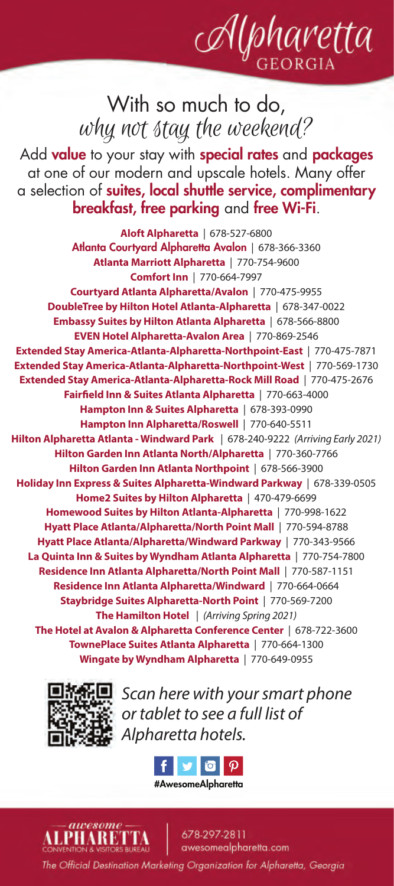# Alpharetta
GEORGIA

## With so much to do, *why not stay the weekend?*

Add **value** to your stay with **special rates** and **packages** at one of our modern and upscale hotels. Many offer a selection of **suites, local shuttle service, complimentary breakfast, free parking** and **free Wi-Fi**.

**Aloft Alpharetta** | 678-527-6800
**Atlanta Courtyard Alpharetta Avalon** | 678-366-3360
**Atlanta Marriott Alpharetta** | 770-754-9600
**Comfort Inn** | 770-664-7997
**Courtyard Atlanta Alpharetta/Avalon** | 770-475-9955
**DoubleTree by Hilton Hotel Atlanta-Alpharetta** | 678-347-0022
**Embassy Suites by Hilton Atlanta Alpharetta** | 678-566-8800
**EVEN Hotel Alpharetta-Avalon Area** | 770-869-2546
**Extended Stay America-Atlanta-Alpharetta-Northpoint-East** | 770-475-7871
**Extended Stay America-Atlanta-Alpharetta-Northpoint-West** | 770-569-1730
**Extended Stay America-Atlanta-Alpharetta-Rock Mill Road** | 770-475-2676
**Fairfield Inn & Suites Atlanta Alpharetta** | 770-663-4000
**Hampton Inn & Suites Alpharetta** | 678-393-0990
**Hampton Inn Alpharetta/Roswell** | 770-640-5511
**Hilton Alpharetta Atlanta - Windward Park** | 678-240-9222 *(Arriving Early 2021)*
**Hilton Garden Inn Atlanta North/Alpharetta** | 770-360-7766
**Hilton Garden Inn Atlanta Northpoint** | 678-566-3900
**Holiday Inn Express & Suites Alpharetta-Windward Parkway** | 678-339-0505
**Home2 Suites by Hilton Alpharetta** | 470-479-6699
**Homewood Suites by Hilton Atlanta-Alpharetta** | 770-998-1622
**Hyatt Place Atlanta/Alpharetta/North Point Mall** | 770-594-8788
**Hyatt Place Atlanta/Alpharetta/Windward Parkway** | 770-343-9566
**La Quinta Inn & Suites by Wyndham Atlanta Alpharetta** | 770-754-7800
**Residence Inn Atlanta Alpharetta/North Point Mall** | 770-587-1151
**Residence Inn Atlanta Alpharetta/Windward** | 770-664-0664
**Staybridge Suites Alpharetta-North Point** | 770-569-7200
**The Hamilton Hotel** | *(Arriving Spring 2021)*
**The Hotel at Avalon & Alpharetta Conference Center** | 678-722-3600
**TownePlace Suites Atlanta Alpharetta** | 770-664-1300
**Wingate by Wyndham Alpharetta** | 770-649-0955

*Scan here with your smart phone or tablet to see a full list of Alpharetta hotels.*

**#AwesomeAlpharetta**

awesome ALPHARETTA CONVENTION & VISITORS BUREAU | 678-297-2811 awesomealpharetta.com

*The Official Destination Marketing Organization for Alpharetta, Georgia*